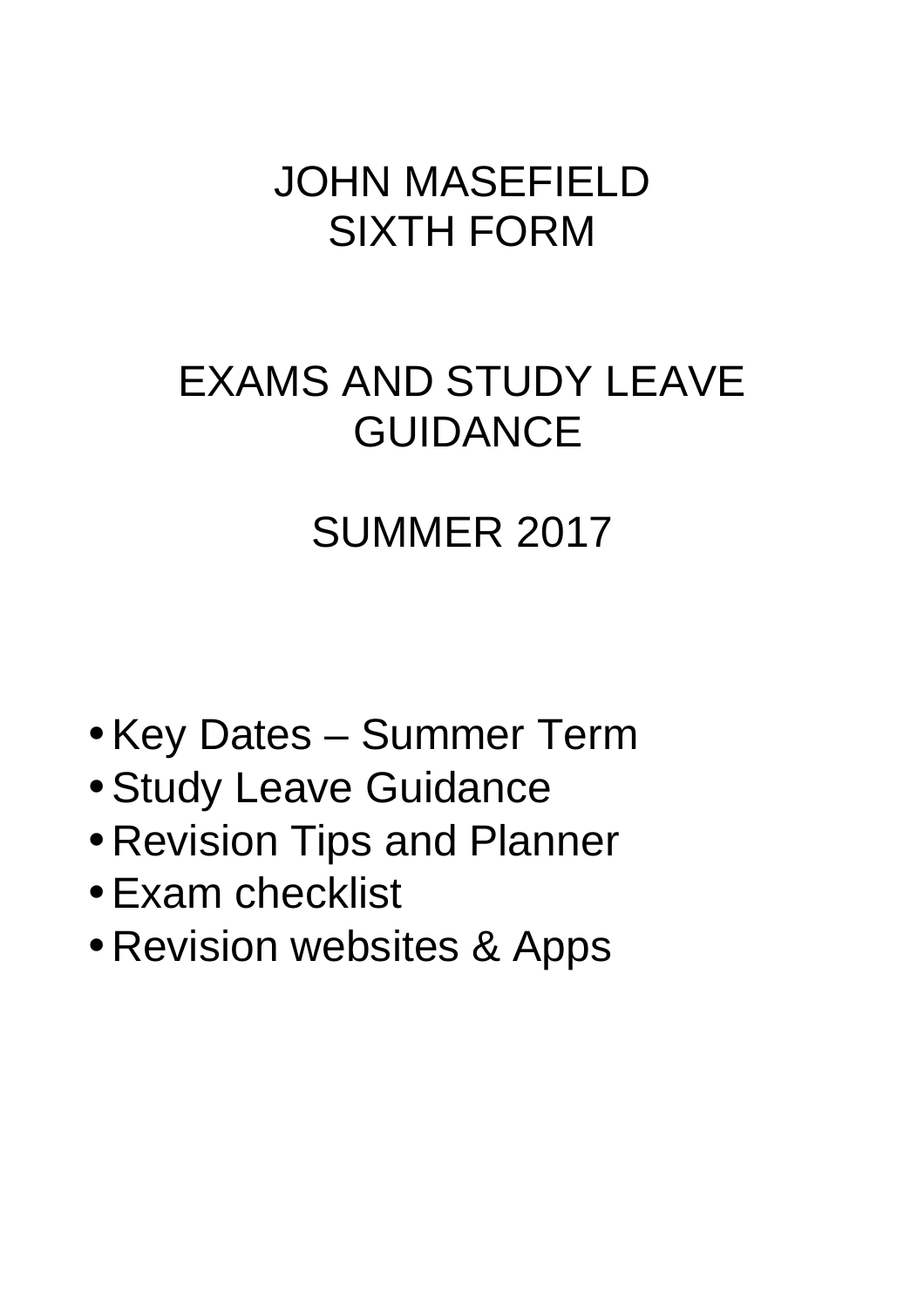# JOHN MASEFIELD SIXTH FORM

# EXAMS AND STUDY LEAVE GUIDANCE

## SUMMER 2017

- Key Dates – Summer Term
- Study Leave Guidance
- Revision Tips and Planner
- Exam checklist
- Revision websites & Apps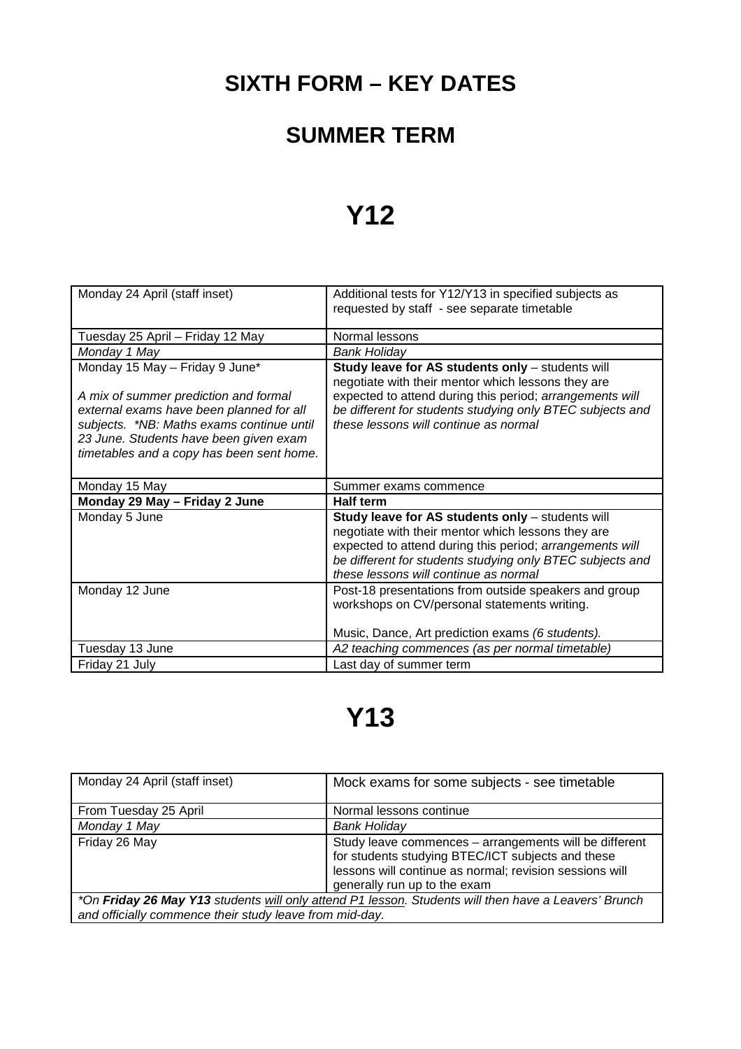# SIXTH FORM – KEY DATES

## SUMMER TERM

# Y12

| | |
|---|---|
| Monday 24 April (staff inset) | Additional tests for Y12/Y13 in specified subjects as requested by staff - see separate timetable |
| Tuesday 25 April – Friday 12 May | Normal lessons |
| *Monday 1 May* | *Bank Holiday* |
| Monday 15 May – Friday 9 June*<br><br>*A mix of summer prediction and formal external exams have been planned for all subjects. \*NB: Maths exams continue until 23 June. Students have been given exam timetables and a copy has been sent home.* | **Study leave for AS students only** – students will negotiate with their mentor which lessons they are expected to attend during this period; *arrangements will be different for students studying only BTEC subjects and these lessons will continue as normal* |
| Monday 15 May | Summer exams commence |
| **Monday 29 May – Friday 2 June** | **Half term** |
| Monday 5 June | **Study leave for AS students only** – students will negotiate with their mentor which lessons they are expected to attend during this period; *arrangements will be different for students studying only BTEC subjects and these lessons will continue as normal* |
| Monday 12 June | Post-18 presentations from outside speakers and group workshops on CV/personal statements writing.<br><br>Music, Dance, Art prediction exams *(6 students).* |
| Tuesday 13 June | *A2 teaching commences (as per normal timetable)* |
| Friday 21 July | Last day of summer term |

# Y13

| | |
|---|---|
| Monday 24 April (staff inset) | Mock exams for some subjects - see timetable |
| From Tuesday 25 April | Normal lessons continue |
| *Monday 1 May* | *Bank Holiday* |
| Friday 26 May | Study leave commences – arrangements will be different for students studying BTEC/ICT subjects and these lessons will continue as normal; revision sessions will generally run up to the exam |
| *\*On **Friday 26 May Y13** students will only attend P1 lesson. Students will then have a Leavers' Brunch and officially commence their study leave from mid-day.* | |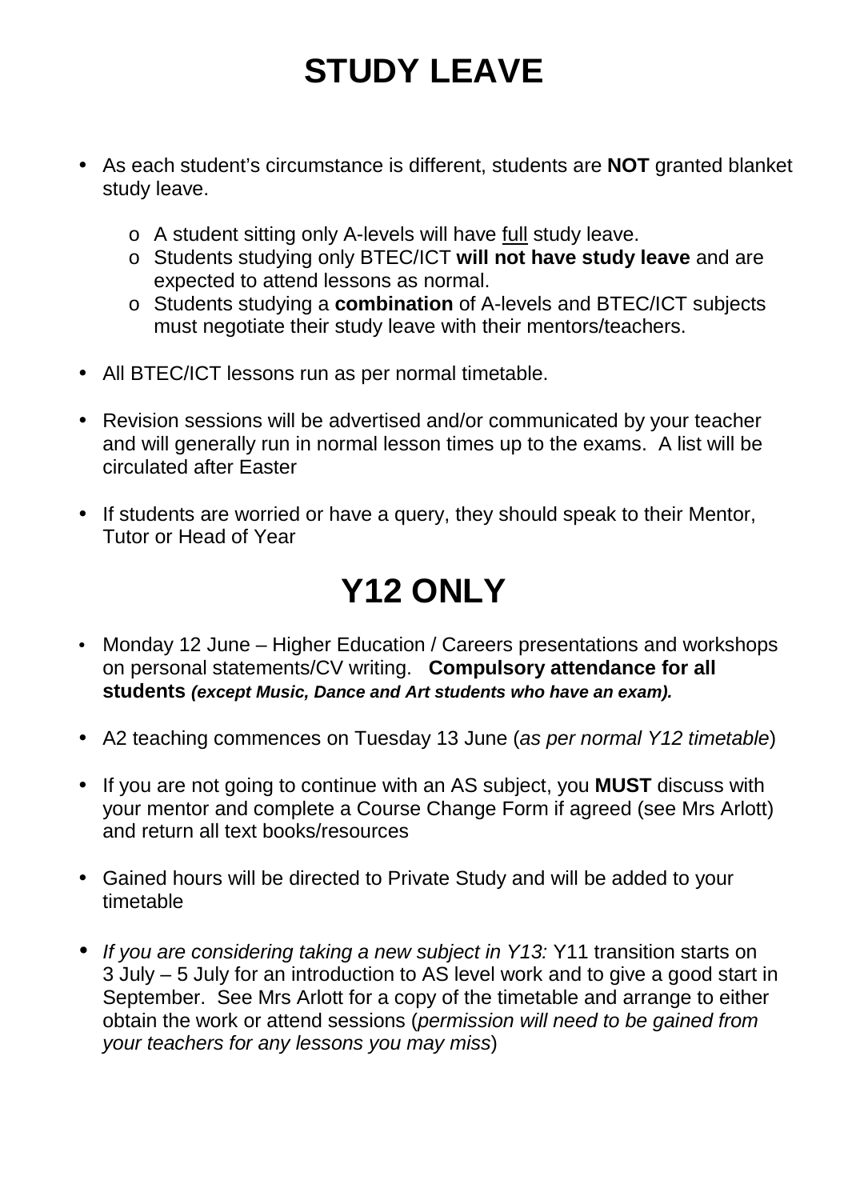# STUDY LEAVE

- As each student's circumstance is different, students are **NOT** granted blanket study leave.
  - A student sitting only A-levels will have <u>full</u> study leave.
  - Students studying only BTEC/ICT **will not have study leave** and are expected to attend lessons as normal.
  - Students studying a **combination** of A-levels and BTEC/ICT subjects must negotiate their study leave with their mentors/teachers.
- All BTEC/ICT lessons run as per normal timetable.
- Revision sessions will be advertised and/or communicated by your teacher and will generally run in normal lesson times up to the exams. A list will be circulated after Easter
- If students are worried or have a query, they should speak to their Mentor, Tutor or Head of Year

# Y12 ONLY

- Monday 12 June – Higher Education / Careers presentations and workshops on personal statements/CV writing. **Compulsory attendance for all students** ***(except Music, Dance and Art students who have an exam).***
- A2 teaching commences on Tuesday 13 June (*as per normal Y12 timetable*)
- If you are not going to continue with an AS subject, you **MUST** discuss with your mentor and complete a Course Change Form if agreed (see Mrs Arlott) and return all text books/resources
- Gained hours will be directed to Private Study and will be added to your timetable
- *If you are considering taking a new subject in Y13:* Y11 transition starts on 3 July – 5 July for an introduction to AS level work and to give a good start in September. See Mrs Arlott for a copy of the timetable and arrange to either obtain the work or attend sessions (*permission will need to be gained from your teachers for any lessons you may miss*)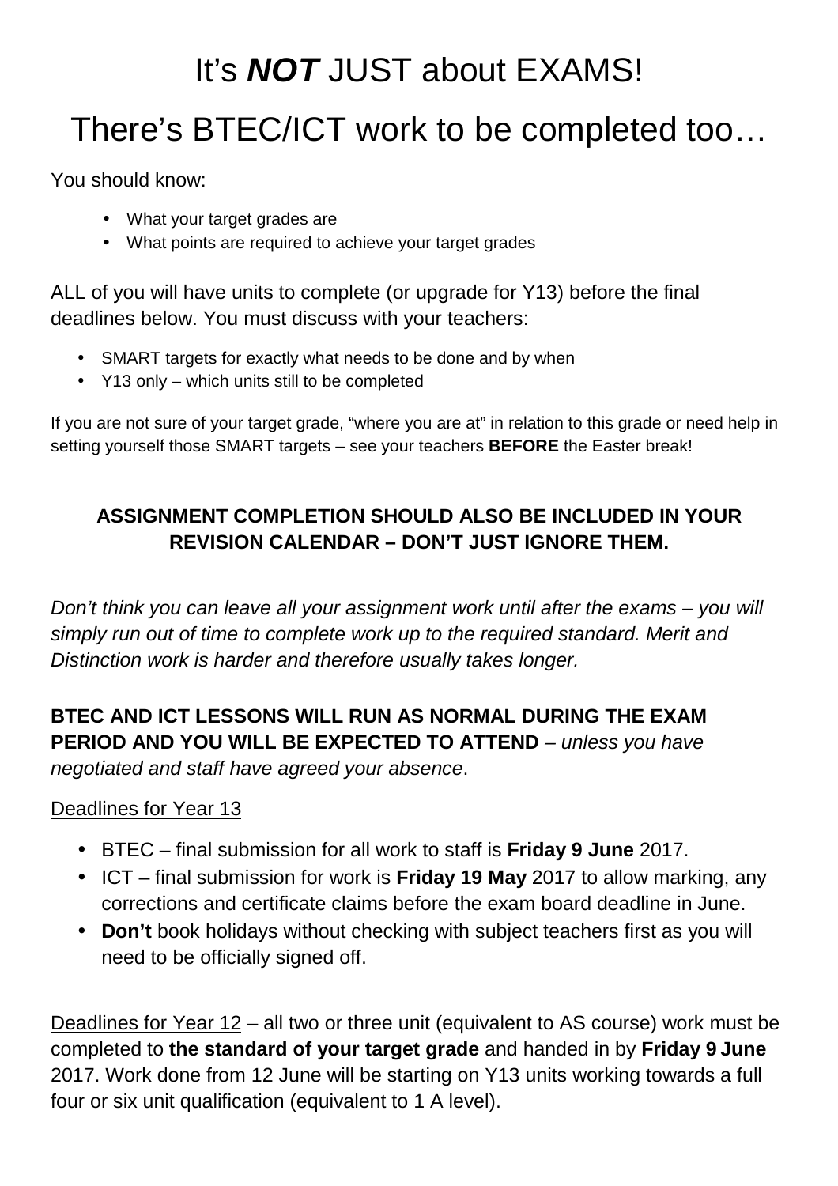# It's ***NOT*** JUST about EXAMS!

# There's BTEC/ICT work to be completed too…

You should know:

- What your target grades are
- What points are required to achieve your target grades

ALL of you will have units to complete (or upgrade for Y13) before the final deadlines below. You must discuss with your teachers:

- SMART targets for exactly what needs to be done and by when
- Y13 only – which units still to be completed

If you are not sure of your target grade, "where you are at" in relation to this grade or need help in setting yourself those SMART targets – see your teachers **BEFORE** the Easter break!

**ASSIGNMENT COMPLETION SHOULD ALSO BE INCLUDED IN YOUR REVISION CALENDAR – DON'T JUST IGNORE THEM.**

*Don't think you can leave all your assignment work until after the exams – you will simply run out of time to complete work up to the required standard. Merit and Distinction work is harder and therefore usually takes longer.*

**BTEC AND ICT LESSONS WILL RUN AS NORMAL DURING THE EXAM PERIOD AND YOU WILL BE EXPECTED TO ATTEND** – *unless you have negotiated and staff have agreed your absence*.

<u>Deadlines for Year 13</u>

- BTEC – final submission for all work to staff is **Friday 9 June** 2017.
- ICT – final submission for work is **Friday 19 May** 2017 to allow marking, any corrections and certificate claims before the exam board deadline in June.
- **Don't** book holidays without checking with subject teachers first as you will need to be officially signed off.

<u>Deadlines for Year 12</u> – all two or three unit (equivalent to AS course) work must be completed to **the standard of your target grade** and handed in by **Friday 9 June** 2017. Work done from 12 June will be starting on Y13 units working towards a full four or six unit qualification (equivalent to 1 A level).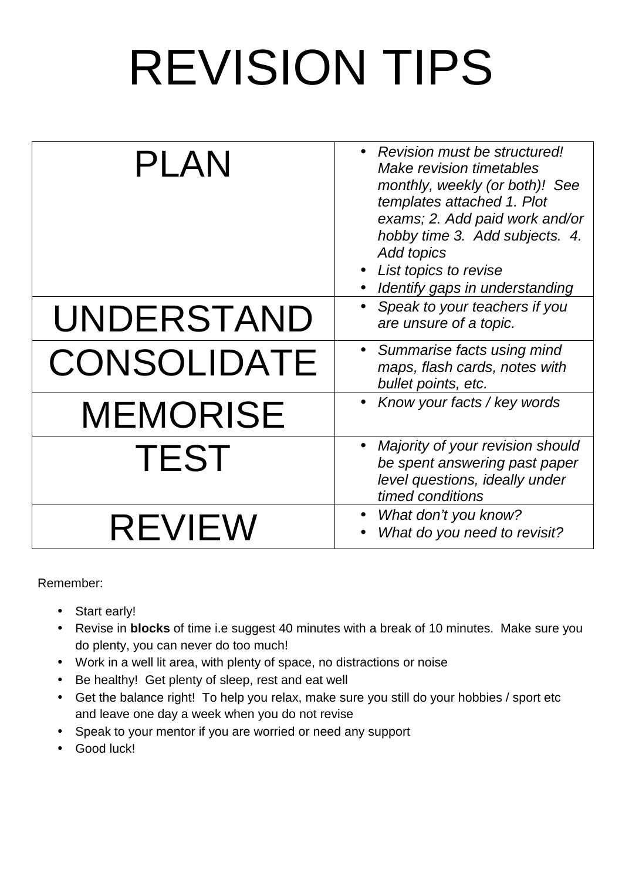# REVISION TIPS

| | |
|---|---|
| PLAN | • *Revision must be structured! Make revision timetables monthly, weekly (or both)! See templates attached 1. Plot exams; 2. Add paid work and/or hobby time 3. Add subjects. 4. Add topics*<br>• *List topics to revise*<br>• *Identify gaps in understanding* |
| UNDERSTAND | • *Speak to your teachers if you are unsure of a topic.* |
| CONSOLIDATE | • *Summarise facts using mind maps, flash cards, notes with bullet points, etc.* |
| MEMORISE | • *Know your facts / key words* |
| TEST | • *Majority of your revision should be spent answering past paper level questions, ideally under timed conditions* |
| REVIEW | • *What don't you know?*<br>• *What do you need to revisit?* |

Remember:

- Start early!
- Revise in **blocks** of time i.e suggest 40 minutes with a break of 10 minutes. Make sure you do plenty, you can never do too much!
- Work in a well lit area, with plenty of space, no distractions or noise
- Be healthy! Get plenty of sleep, rest and eat well
- Get the balance right! To help you relax, make sure you still do your hobbies / sport etc and leave one day a week when you do not revise
- Speak to your mentor if you are worried or need any support
- Good luck!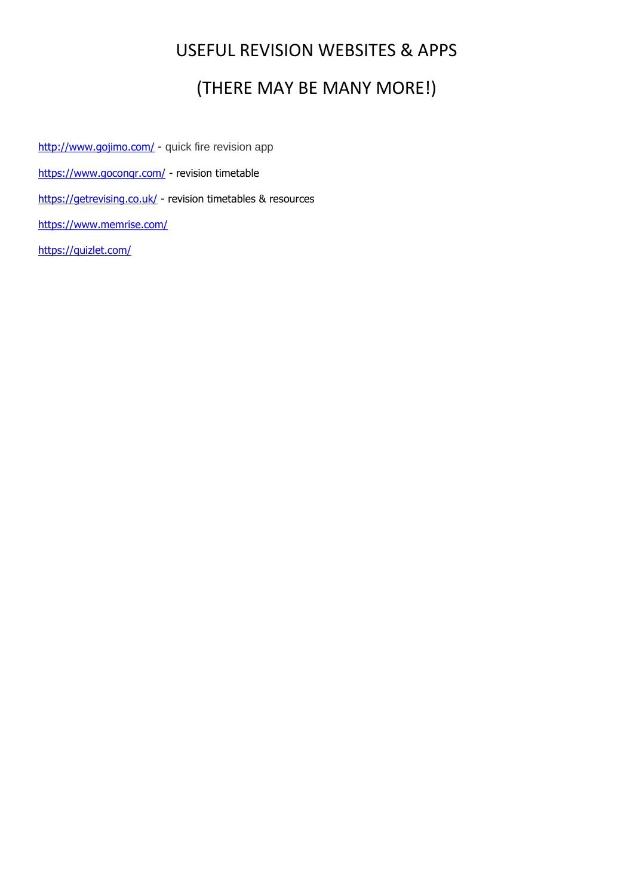# USEFUL REVISION WEBSITES & APPS

# (THERE MAY BE MANY MORE!)

http://www.gojimo.com/ - quick fire revision app

https://www.goconqr.com/ - revision timetable

https://getrevising.co.uk/ - revision timetables & resources

https://www.memrise.com/

https://quizlet.com/